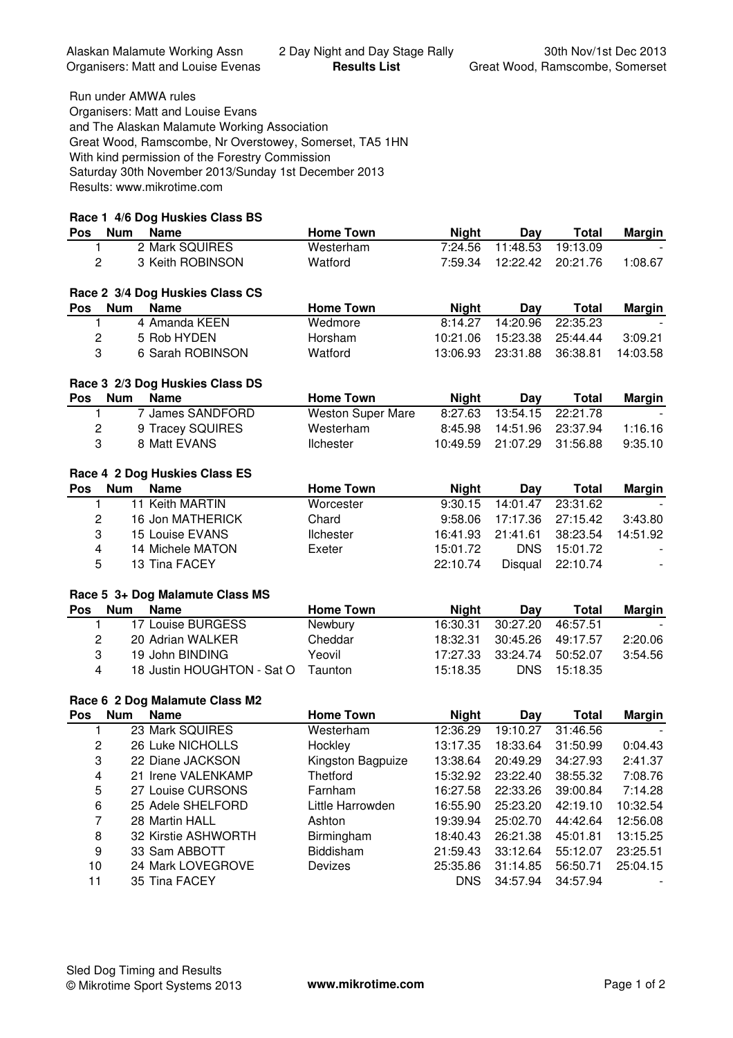Alaskan Malamute Working Assn — 2 Day Night and Day Stage Rally — 30th Nov/1st Dec 2013
Organisers: Matt and Louise Evenas — **Results List** — Great Wood, Ramscombe, Somerset

Run under AMWA rules
Organisers: Matt and Louise Evans
and The Alaskan Malamute Working Association
Great Wood, Ramscombe, Nr Overstowey, Somerset, TA5 1HN
With kind permission of the Forestry Commission
Saturday 30th November 2013/Sunday 1st December 2013
Results: www.mikrotime.com

**Race 1 4/6 Dog Huskies Class BS**

| Pos | Num | Name | Home Town | Night | Day | Total | Margin |
|---|---|---|---|---|---|---|---|
| 1 | 2 | Mark SQUIRES | Westerham | 7:24.56 | 11:48.53 | 19:13.09 | - |
| 2 | 3 | Keith ROBINSON | Watford | 7:59.34 | 12:22.42 | 20:21.76 | 1:08.67 |

**Race 2 3/4 Dog Huskies Class CS**

| Pos | Num | Name | Home Town | Night | Day | Total | Margin |
|---|---|---|---|---|---|---|---|
| 1 | 4 | Amanda KEEN | Wedmore | 8:14.27 | 14:20.96 | 22:35.23 | - |
| 2 | 5 | Rob HYDEN | Horsham | 10:21.06 | 15:23.38 | 25:44.44 | 3:09.21 |
| 3 | 6 | Sarah ROBINSON | Watford | 13:06.93 | 23:31.88 | 36:38.81 | 14:03.58 |

**Race 3 2/3 Dog Huskies Class DS**

| Pos | Num | Name | Home Town | Night | Day | Total | Margin |
|---|---|---|---|---|---|---|---|
| 1 | 7 | James SANDFORD | Weston Super Mare | 8:27.63 | 13:54.15 | 22:21.78 | - |
| 2 | 9 | Tracey SQUIRES | Westerham | 8:45.98 | 14:51.96 | 23:37.94 | 1:16.16 |
| 3 | 8 | Matt EVANS | Ilchester | 10:49.59 | 21:07.29 | 31:56.88 | 9:35.10 |

**Race 4 2 Dog Huskies Class ES**

| Pos | Num | Name | Home Town | Night | Day | Total | Margin |
|---|---|---|---|---|---|---|---|
| 1 | 11 | Keith MARTIN | Worcester | 9:30.15 | 14:01.47 | 23:31.62 | - |
| 2 | 16 | Jon MATHERICK | Chard | 9:58.06 | 17:17.36 | 27:15.42 | 3:43.80 |
| 3 | 15 | Louise EVANS | Ilchester | 16:41.93 | 21:41.61 | 38:23.54 | 14:51.92 |
| 4 | 14 | Michele MATON | Exeter | 15:01.72 | DNS | 15:01.72 | - |
| 5 | 13 | Tina FACEY | | 22:10.74 | Disqual | 22:10.74 | - |

**Race 5 3+ Dog Malamute Class MS**

| Pos | Num | Name | Home Town | Night | Day | Total | Margin |
|---|---|---|---|---|---|---|---|
| 1 | 17 | Louise BURGESS | Newbury | 16:30.31 | 30:27.20 | 46:57.51 | - |
| 2 | 20 | Adrian WALKER | Cheddar | 18:32.31 | 30:45.26 | 49:17.57 | 2:20.06 |
| 3 | 19 | John BINDING | Yeovil | 17:27.33 | 33:24.74 | 50:52.07 | 3:54.56 |
| 4 | 18 | Justin HOUGHTON - Sat O | Taunton | 15:18.35 | DNS | 15:18.35 | |

**Race 6 2 Dog Malamute Class M2**

| Pos | Num | Name | Home Town | Night | Day | Total | Margin |
|---|---|---|---|---|---|---|---|
| 1 | 23 | Mark SQUIRES | Westerham | 12:36.29 | 19:10.27 | 31:46.56 | - |
| 2 | 26 | Luke NICHOLLS | Hockley | 13:17.35 | 18:33.64 | 31:50.99 | 0:04.43 |
| 3 | 22 | Diane JACKSON | Kingston Bagpuize | 13:38.64 | 20:49.29 | 34:27.93 | 2:41.37 |
| 4 | 21 | Irene VALENKAMP | Thetford | 15:32.92 | 23:22.40 | 38:55.32 | 7:08.76 |
| 5 | 27 | Louise CURSONS | Farnham | 16:27.58 | 22:33.26 | 39:00.84 | 7:14.28 |
| 6 | 25 | Adele SHELFORD | Little Harrowden | 16:55.90 | 25:23.20 | 42:19.10 | 10:32.54 |
| 7 | 28 | Martin HALL | Ashton | 19:39.94 | 25:02.70 | 44:42.64 | 12:56.08 |
| 8 | 32 | Kirstie ASHWORTH | Birmingham | 18:40.43 | 26:21.38 | 45:01.81 | 13:15.25 |
| 9 | 33 | Sam ABBOTT | Biddisham | 21:59.43 | 33:12.64 | 55:12.07 | 23:25.51 |
| 10 | 24 | Mark LOVEGROVE | Devizes | 25:35.86 | 31:14.85 | 56:50.71 | 25:04.15 |
| 11 | 35 | Tina FACEY | | DNS | 34:57.94 | 34:57.94 | - |

Sled Dog Timing and Results
© Mikrotime Sport Systems 2013 — **www.mikrotime.com**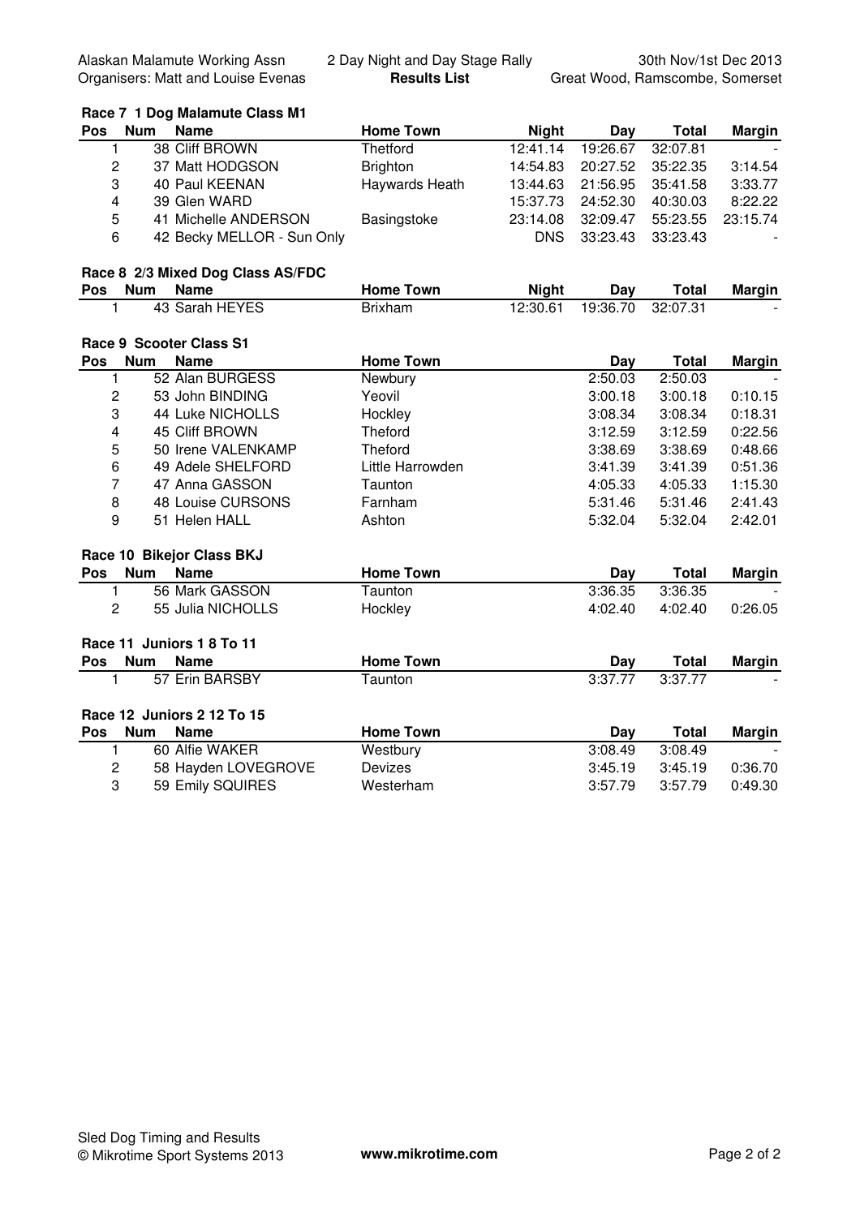Alaskan Malamute Working Assn — 2 Day Night and Day Stage Rally — 30th Nov/1st Dec 2013
Organisers: Matt and Louise Evenas — **Results List** — Great Wood, Ramscombe, Somerset

### Race 7 1 Dog Malamute Class M1

| Pos | Num | Name | Home Town | Night | Day | Total | Margin |
|---|---|---|---|---|---|---|---|
| 1 | 38 | Cliff BROWN | Thetford | 12:41.14 | 19:26.67 | 32:07.81 | - |
| 2 | 37 | Matt HODGSON | Brighton | 14:54.83 | 20:27.52 | 35:22.35 | 3:14.54 |
| 3 | 40 | Paul KEENAN | Haywards Heath | 13:44.63 | 21:56.95 | 35:41.58 | 3:33.77 |
| 4 | 39 | Glen WARD | | 15:37.73 | 24:52.30 | 40:30.03 | 8:22.22 |
| 5 | 41 | Michelle ANDERSON | Basingstoke | 23:14.08 | 32:09.47 | 55:23.55 | 23:15.74 |
| 6 | 42 | Becky MELLOR - Sun Only | | DNS | 33:23.43 | 33:23.43 | - |

### Race 8 2/3 Mixed Dog Class AS/FDC

| Pos | Num | Name | Home Town | Night | Day | Total | Margin |
|---|---|---|---|---|---|---|---|
| 1 | 43 | Sarah HEYES | Brixham | 12:30.61 | 19:36.70 | 32:07.31 | - |

### Race 9 Scooter Class S1

| Pos | Num | Name | Home Town | Day | Total | Margin |
|---|---|---|---|---|---|---|
| 1 | 52 | Alan BURGESS | Newbury | 2:50.03 | 2:50.03 | - |
| 2 | 53 | John BINDING | Yeovil | 3:00.18 | 3:00.18 | 0:10.15 |
| 3 | 44 | Luke NICHOLLS | Hockley | 3:08.34 | 3:08.34 | 0:18.31 |
| 4 | 45 | Cliff BROWN | Theford | 3:12.59 | 3:12.59 | 0:22.56 |
| 5 | 50 | Irene VALENKAMP | Theford | 3:38.69 | 3:38.69 | 0:48.66 |
| 6 | 49 | Adele SHELFORD | Little Harrowden | 3:41.39 | 3:41.39 | 0:51.36 |
| 7 | 47 | Anna GASSON | Taunton | 4:05.33 | 4:05.33 | 1:15.30 |
| 8 | 48 | Louise CURSONS | Farnham | 5:31.46 | 5:31.46 | 2:41.43 |
| 9 | 51 | Helen HALL | Ashton | 5:32.04 | 5:32.04 | 2:42.01 |

### Race 10 Bikejor Class BKJ

| Pos | Num | Name | Home Town | Day | Total | Margin |
|---|---|---|---|---|---|---|
| 1 | 56 | Mark GASSON | Taunton | 3:36.35 | 3:36.35 | - |
| 2 | 55 | Julia NICHOLLS | Hockley | 4:02.40 | 4:02.40 | 0:26.05 |

### Race 11 Juniors 1 8 To 11

| Pos | Num | Name | Home Town | Day | Total | Margin |
|---|---|---|---|---|---|---|
| 1 | 57 | Erin BARSBY | Taunton | 3:37.77 | 3:37.77 | - |

### Race 12 Juniors 2 12 To 15

| Pos | Num | Name | Home Town | Day | Total | Margin |
|---|---|---|---|---|---|---|
| 1 | 60 | Alfie WAKER | Westbury | 3:08.49 | 3:08.49 | - |
| 2 | 58 | Hayden LOVEGROVE | Devizes | 3:45.19 | 3:45.19 | 0:36.70 |
| 3 | 59 | Emily SQUIRES | Westerham | 3:57.79 | 3:57.79 | 0:49.30 |

Sled Dog Timing and Results
© Mikrotime Sport Systems 2013 — **www.mikrotime.com**